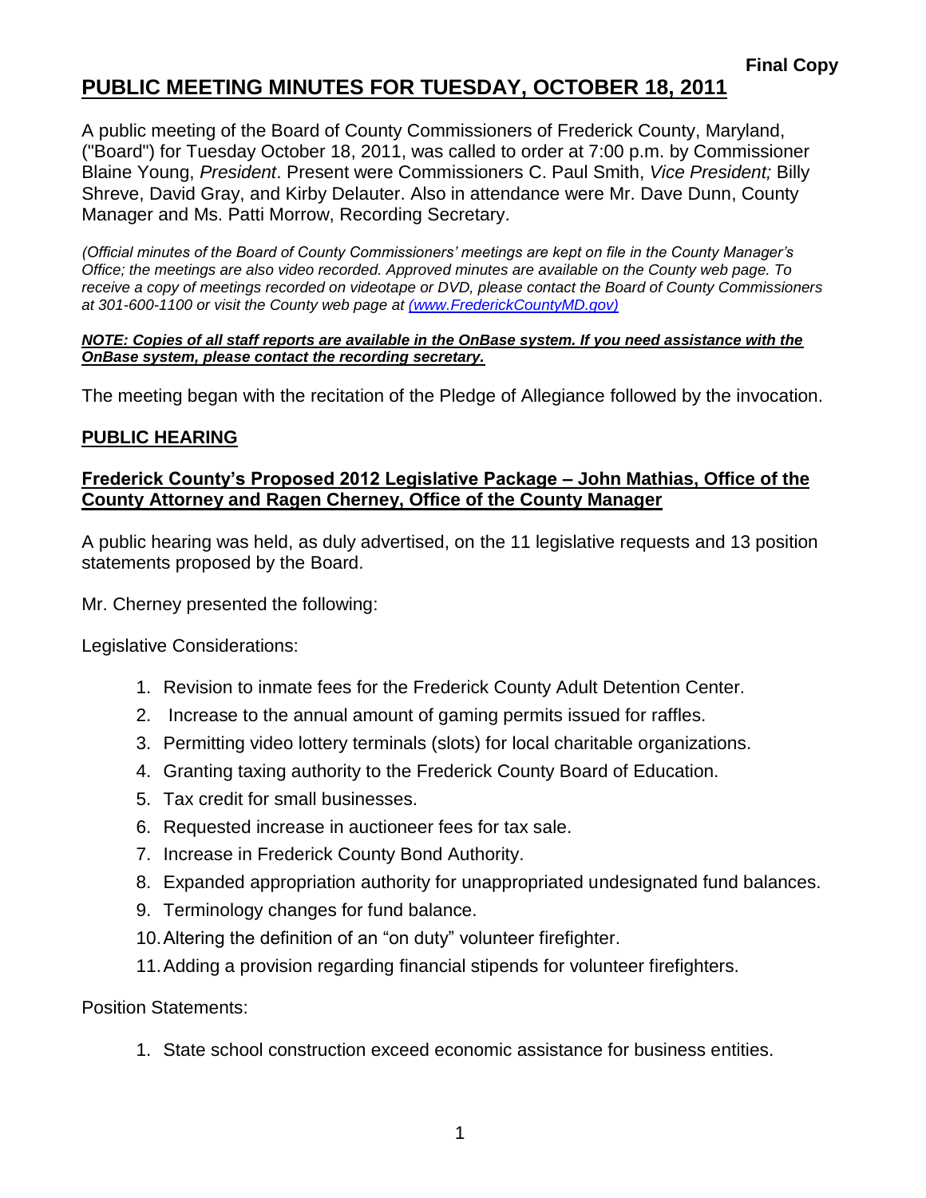**Final Copy**

# PUBLIC MEETING MINUTES FOR TUESDAY, OCTOBER 18, 2011

A public meeting of the Board of County Commissioners of Frederick County, Maryland, ("Board") for Tuesday October 18, 2011, was called to order at 7:00 p.m. by Commissioner Blaine Young, *President*. Present were Commissioners C. Paul Smith, *Vice President;* Billy Shreve, David Gray, and Kirby Delauter. Also in attendance were Mr. Dave Dunn, County Manager and Ms. Patti Morrow, Recording Secretary.

*(Official minutes of the Board of County Commissioners' meetings are kept on file in the County Manager's Office; the meetings are also video recorded. Approved minutes are available on the County web page. To receive a copy of meetings recorded on videotape or DVD, please contact the Board of County Commissioners at 301-600-1100 or visit the County web page at (www.FrederickCountyMD.gov)*

***NOTE: Copies of all staff reports are available in the OnBase system. If you need assistance with the OnBase system, please contact the recording secretary.***

The meeting began with the recitation of the Pledge of Allegiance followed by the invocation.

## PUBLIC HEARING

### Frederick County's Proposed 2012 Legislative Package – John Mathias, Office of the County Attorney and Ragen Cherney, Office of the County Manager

A public hearing was held, as duly advertised, on the 11 legislative requests and 13 position statements proposed by the Board.

Mr. Cherney presented the following:

Legislative Considerations:

1. Revision to inmate fees for the Frederick County Adult Detention Center.
2. Increase to the annual amount of gaming permits issued for raffles.
3. Permitting video lottery terminals (slots) for local charitable organizations.
4. Granting taxing authority to the Frederick County Board of Education.
5. Tax credit for small businesses.
6. Requested increase in auctioneer fees for tax sale.
7. Increase in Frederick County Bond Authority.
8. Expanded appropriation authority for unappropriated undesignated fund balances.
9. Terminology changes for fund balance.
10. Altering the definition of an "on duty" volunteer firefighter.
11. Adding a provision regarding financial stipends for volunteer firefighters.

Position Statements:

1. State school construction exceed economic assistance for business entities.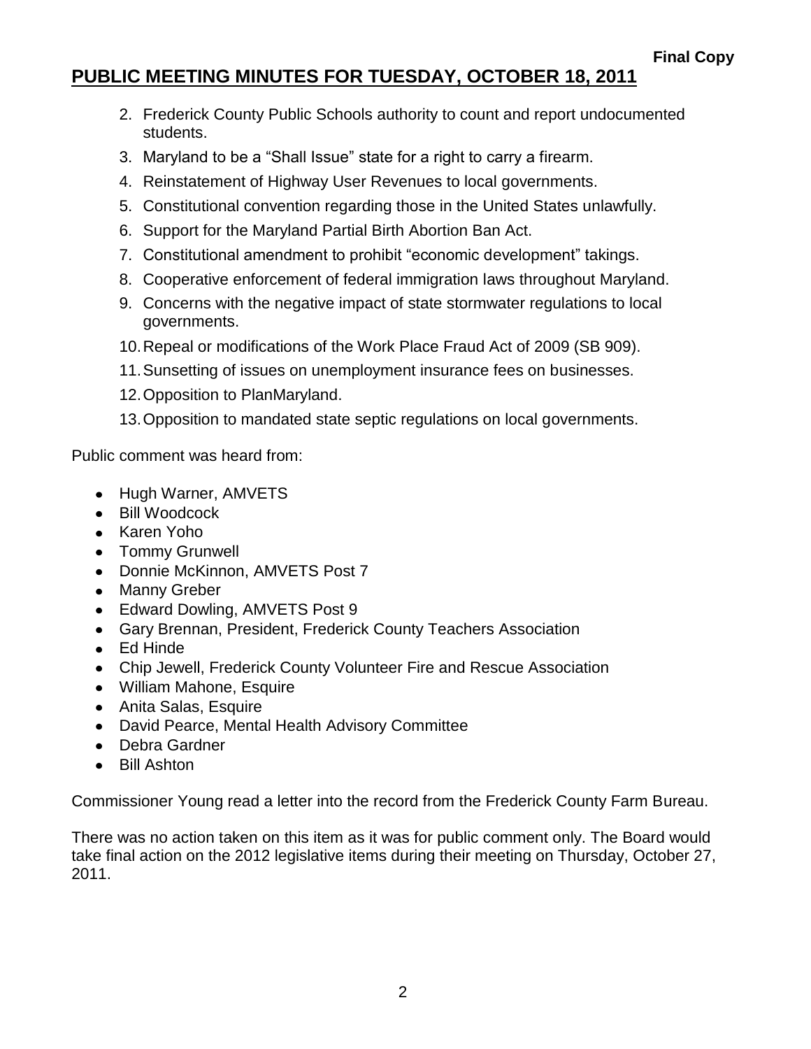2. Frederick County Public Schools authority to count and report undocumented students.
3. Maryland to be a "Shall Issue" state for a right to carry a firearm.
4. Reinstatement of Highway User Revenues to local governments.
5. Constitutional convention regarding those in the United States unlawfully.
6. Support for the Maryland Partial Birth Abortion Ban Act.
7. Constitutional amendment to prohibit "economic development" takings.
8. Cooperative enforcement of federal immigration laws throughout Maryland.
9. Concerns with the negative impact of state stormwater regulations to local governments.
10. Repeal or modifications of the Work Place Fraud Act of 2009 (SB 909).
11. Sunsetting of issues on unemployment insurance fees on businesses.
12. Opposition to PlanMaryland.
13. Opposition to mandated state septic regulations on local governments.

Public comment was heard from:

- Hugh Warner, AMVETS
- Bill Woodcock
- Karen Yoho
- Tommy Grunwell
- Donnie McKinnon, AMVETS Post 7
- Manny Greber
- Edward Dowling, AMVETS Post 9
- Gary Brennan, President, Frederick County Teachers Association
- Ed Hinde
- Chip Jewell, Frederick County Volunteer Fire and Rescue Association
- William Mahone, Esquire
- Anita Salas, Esquire
- David Pearce, Mental Health Advisory Committee
- Debra Gardner
- Bill Ashton

Commissioner Young read a letter into the record from the Frederick County Farm Bureau.

There was no action taken on this item as it was for public comment only. The Board would take final action on the 2012 legislative items during their meeting on Thursday, October 27, 2011.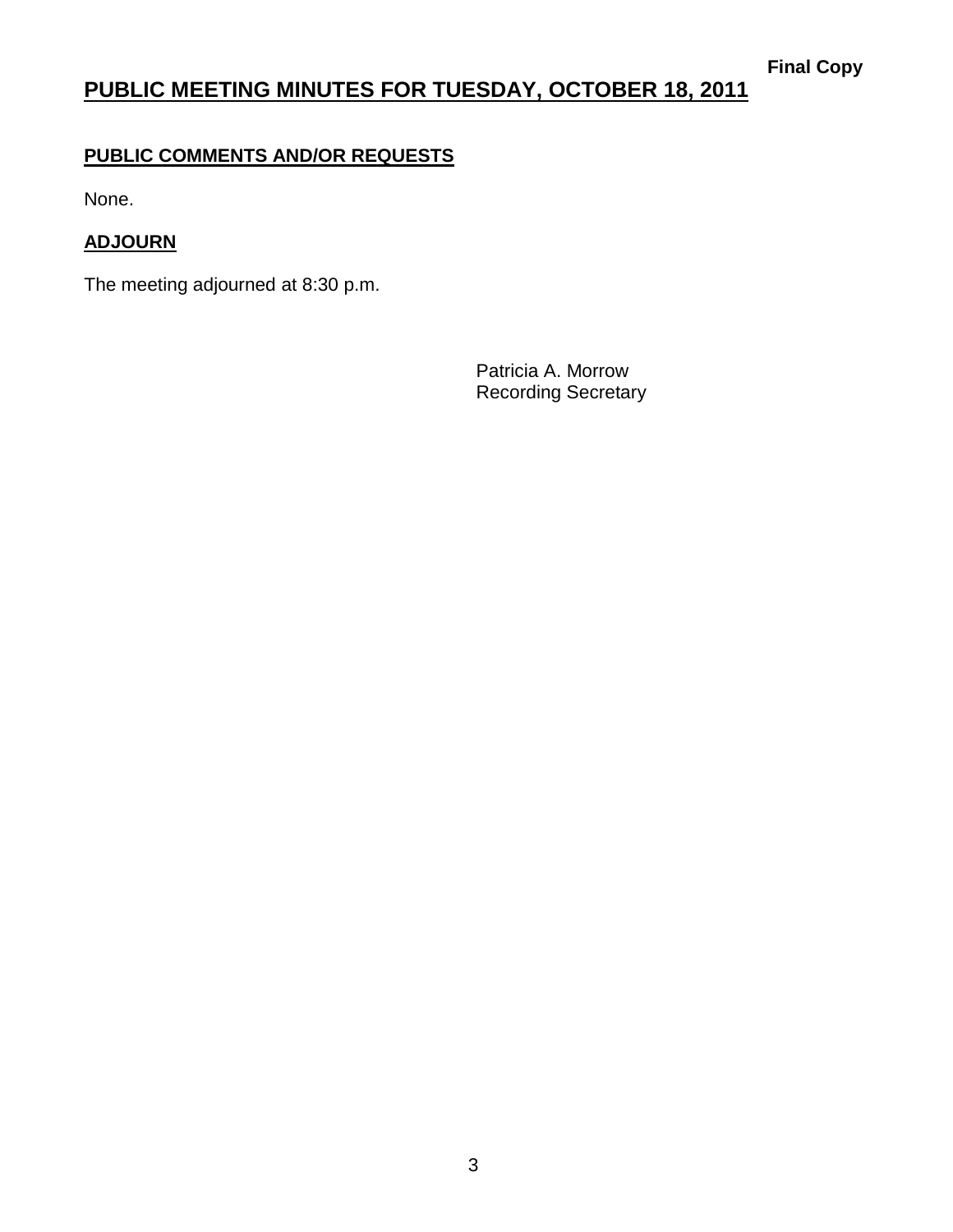**Final Copy**

# PUBLIC MEETING MINUTES FOR TUESDAY, OCTOBER 18, 2011

## PUBLIC COMMENTS AND/OR REQUESTS

None.

## ADJOURN

The meeting adjourned at 8:30 p.m.

Patricia A. Morrow
Recording Secretary